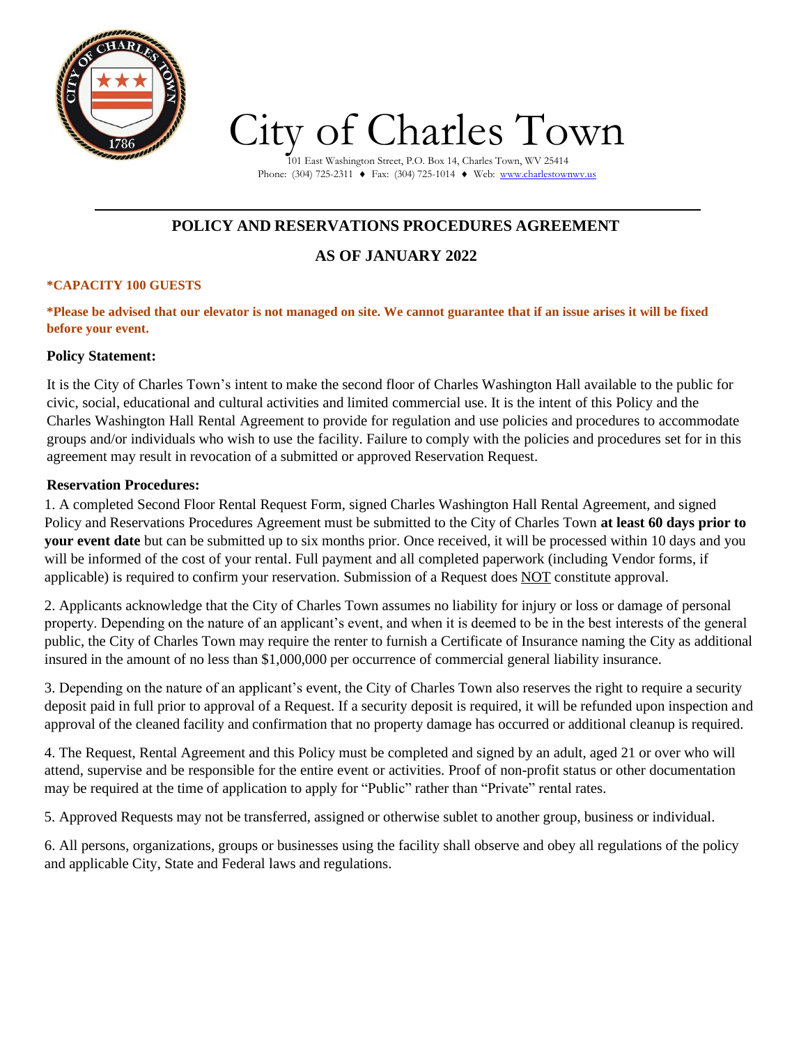# City of Charles Town

101 East Washington Street, P.O. Box 14, Charles Town, WV 25414
Phone: (304) 725-2311 ♦ Fax: (304) 725-1014 ♦ Web: www.charlestownwv.us

## POLICY AND RESERVATIONS PROCEDURES AGREEMENT

## AS OF JANUARY 2022

**\*CAPACITY 100 GUESTS**

**\*Please be advised that our elevator is not managed on site. We cannot guarantee that if an issue arises it will be fixed before your event.**

**Policy Statement:**

It is the City of Charles Town's intent to make the second floor of Charles Washington Hall available to the public for civic, social, educational and cultural activities and limited commercial use. It is the intent of this Policy and the Charles Washington Hall Rental Agreement to provide for regulation and use policies and procedures to accommodate groups and/or individuals who wish to use the facility. Failure to comply with the policies and procedures set for in this agreement may result in revocation of a submitted or approved Reservation Request.

**Reservation Procedures:**

1. A completed Second Floor Rental Request Form, signed Charles Washington Hall Rental Agreement, and signed Policy and Reservations Procedures Agreement must be submitted to the City of Charles Town **at least 60 days prior to your event date** but can be submitted up to six months prior. Once received, it will be processed within 10 days and you will be informed of the cost of your rental. Full payment and all completed paperwork (including Vendor forms, if applicable) is required to confirm your reservation. Submission of a Request does <u>NOT</u> constitute approval.

2. Applicants acknowledge that the City of Charles Town assumes no liability for injury or loss or damage of personal property. Depending on the nature of an applicant's event, and when it is deemed to be in the best interests of the general public, the City of Charles Town may require the renter to furnish a Certificate of Insurance naming the City as additional insured in the amount of no less than $1,000,000 per occurrence of commercial general liability insurance.

3. Depending on the nature of an applicant's event, the City of Charles Town also reserves the right to require a security deposit paid in full prior to approval of a Request. If a security deposit is required, it will be refunded upon inspection and approval of the cleaned facility and confirmation that no property damage has occurred or additional cleanup is required.

4. The Request, Rental Agreement and this Policy must be completed and signed by an adult, aged 21 or over who will attend, supervise and be responsible for the entire event or activities. Proof of non-profit status or other documentation may be required at the time of application to apply for "Public" rather than "Private" rental rates.

5. Approved Requests may not be transferred, assigned or otherwise sublet to another group, business or individual.

6. All persons, organizations, groups or businesses using the facility shall observe and obey all regulations of the policy and applicable City, State and Federal laws and regulations.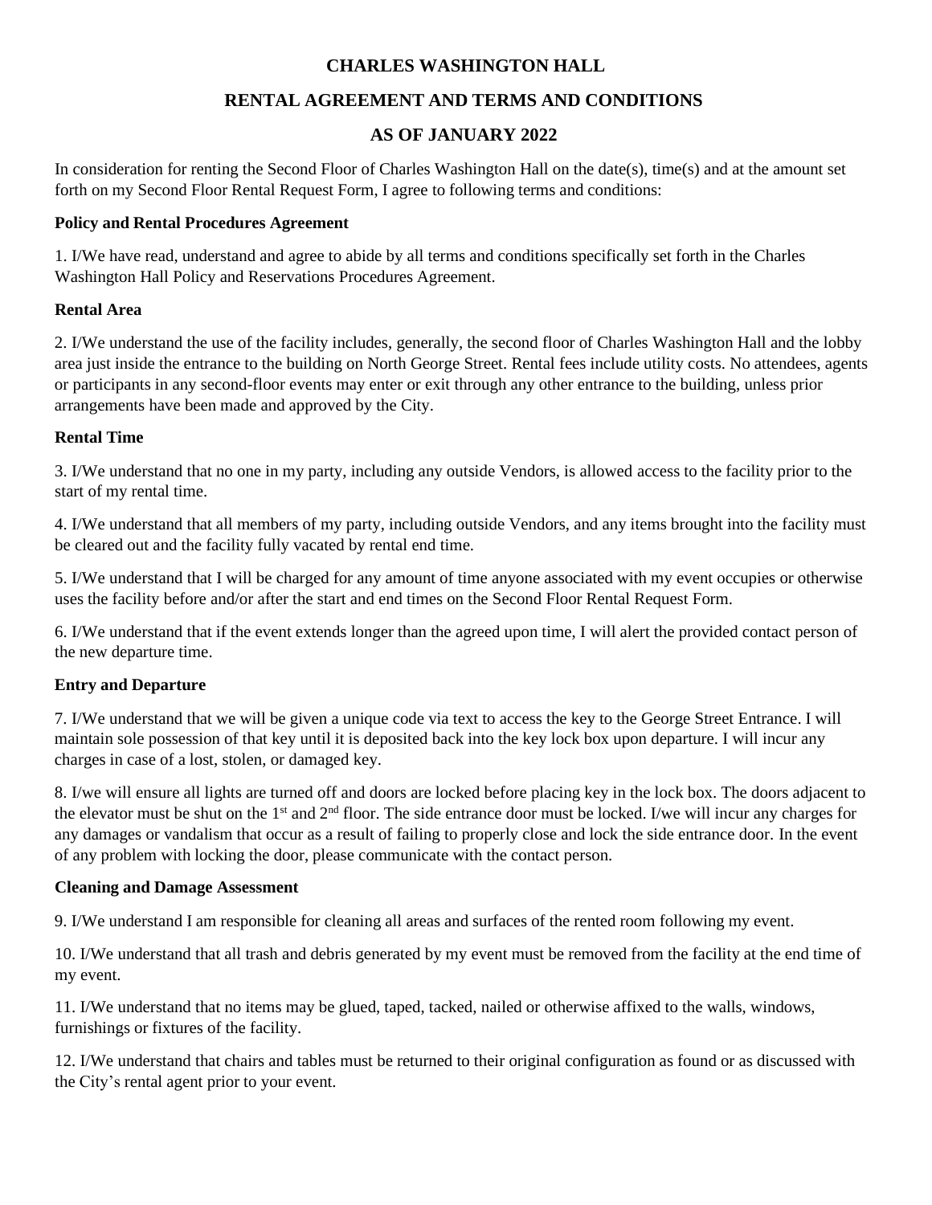# CHARLES WASHINGTON HALL

## RENTAL AGREEMENT AND TERMS AND CONDITIONS

## AS OF JANUARY 2022

In consideration for renting the Second Floor of Charles Washington Hall on the date(s), time(s) and at the amount set forth on my Second Floor Rental Request Form, I agree to following terms and conditions:

**Policy and Rental Procedures Agreement**

1. I/We have read, understand and agree to abide by all terms and conditions specifically set forth in the Charles Washington Hall Policy and Reservations Procedures Agreement.

**Rental Area**

2. I/We understand the use of the facility includes, generally, the second floor of Charles Washington Hall and the lobby area just inside the entrance to the building on North George Street. Rental fees include utility costs. No attendees, agents or participants in any second-floor events may enter or exit through any other entrance to the building, unless prior arrangements have been made and approved by the City.

**Rental Time**

3. I/We understand that no one in my party, including any outside Vendors, is allowed access to the facility prior to the start of my rental time.

4. I/We understand that all members of my party, including outside Vendors, and any items brought into the facility must be cleared out and the facility fully vacated by rental end time.

5. I/We understand that I will be charged for any amount of time anyone associated with my event occupies or otherwise uses the facility before and/or after the start and end times on the Second Floor Rental Request Form.

6. I/We understand that if the event extends longer than the agreed upon time, I will alert the provided contact person of the new departure time.

**Entry and Departure**

7. I/We understand that we will be given a unique code via text to access the key to the George Street Entrance. I will maintain sole possession of that key until it is deposited back into the key lock box upon departure. I will incur any charges in case of a lost, stolen, or damaged key.

8. I/we will ensure all lights are turned off and doors are locked before placing key in the lock box. The doors adjacent to the elevator must be shut on the 1st and 2nd floor. The side entrance door must be locked. I/we will incur any charges for any damages or vandalism that occur as a result of failing to properly close and lock the side entrance door. In the event of any problem with locking the door, please communicate with the contact person.

**Cleaning and Damage Assessment**

9. I/We understand I am responsible for cleaning all areas and surfaces of the rented room following my event.

10. I/We understand that all trash and debris generated by my event must be removed from the facility at the end time of my event.

11. I/We understand that no items may be glued, taped, tacked, nailed or otherwise affixed to the walls, windows, furnishings or fixtures of the facility.

12. I/We understand that chairs and tables must be returned to their original configuration as found or as discussed with the City's rental agent prior to your event.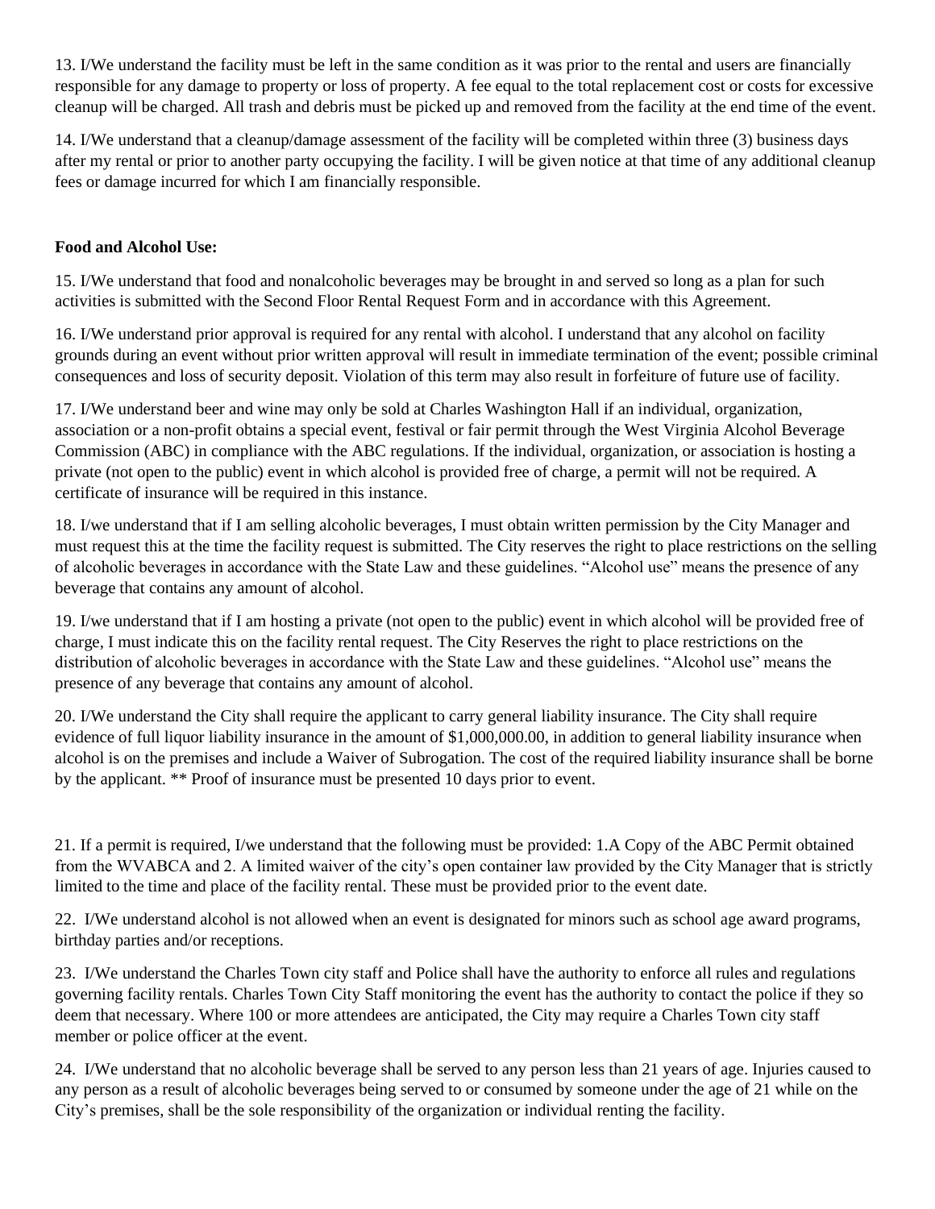13. I/We understand the facility must be left in the same condition as it was prior to the rental and users are financially responsible for any damage to property or loss of property. A fee equal to the total replacement cost or costs for excessive cleanup will be charged. All trash and debris must be picked up and removed from the facility at the end time of the event.

14. I/We understand that a cleanup/damage assessment of the facility will be completed within three (3) business days after my rental or prior to another party occupying the facility. I will be given notice at that time of any additional cleanup fees or damage incurred for which I am financially responsible.

**Food and Alcohol Use:**

15. I/We understand that food and nonalcoholic beverages may be brought in and served so long as a plan for such activities is submitted with the Second Floor Rental Request Form and in accordance with this Agreement.

16. I/We understand prior approval is required for any rental with alcohol. I understand that any alcohol on facility grounds during an event without prior written approval will result in immediate termination of the event; possible criminal consequences and loss of security deposit. Violation of this term may also result in forfeiture of future use of facility.

17. I/We understand beer and wine may only be sold at Charles Washington Hall if an individual, organization, association or a non-profit obtains a special event, festival or fair permit through the West Virginia Alcohol Beverage Commission (ABC) in compliance with the ABC regulations. If the individual, organization, or association is hosting a private (not open to the public) event in which alcohol is provided free of charge, a permit will not be required. A certificate of insurance will be required in this instance.

18. I/we understand that if I am selling alcoholic beverages, I must obtain written permission by the City Manager and must request this at the time the facility request is submitted. The City reserves the right to place restrictions on the selling of alcoholic beverages in accordance with the State Law and these guidelines. "Alcohol use" means the presence of any beverage that contains any amount of alcohol.

19. I/we understand that if I am hosting a private (not open to the public) event in which alcohol will be provided free of charge, I must indicate this on the facility rental request. The City Reserves the right to place restrictions on the distribution of alcoholic beverages in accordance with the State Law and these guidelines. "Alcohol use" means the presence of any beverage that contains any amount of alcohol.

20. I/We understand the City shall require the applicant to carry general liability insurance. The City shall require evidence of full liquor liability insurance in the amount of $1,000,000.00, in addition to general liability insurance when alcohol is on the premises and include a Waiver of Subrogation. The cost of the required liability insurance shall be borne by the applicant. ** Proof of insurance must be presented 10 days prior to event.

21. If a permit is required, I/we understand that the following must be provided: 1.A Copy of the ABC Permit obtained from the WVABCA and 2. A limited waiver of the city's open container law provided by the City Manager that is strictly limited to the time and place of the facility rental. These must be provided prior to the event date.

22. I/We understand alcohol is not allowed when an event is designated for minors such as school age award programs, birthday parties and/or receptions.

23. I/We understand the Charles Town city staff and Police shall have the authority to enforce all rules and regulations governing facility rentals. Charles Town City Staff monitoring the event has the authority to contact the police if they so deem that necessary. Where 100 or more attendees are anticipated, the City may require a Charles Town city staff member or police officer at the event.

24. I/We understand that no alcoholic beverage shall be served to any person less than 21 years of age. Injuries caused to any person as a result of alcoholic beverages being served to or consumed by someone under the age of 21 while on the City's premises, shall be the sole responsibility of the organization or individual renting the facility.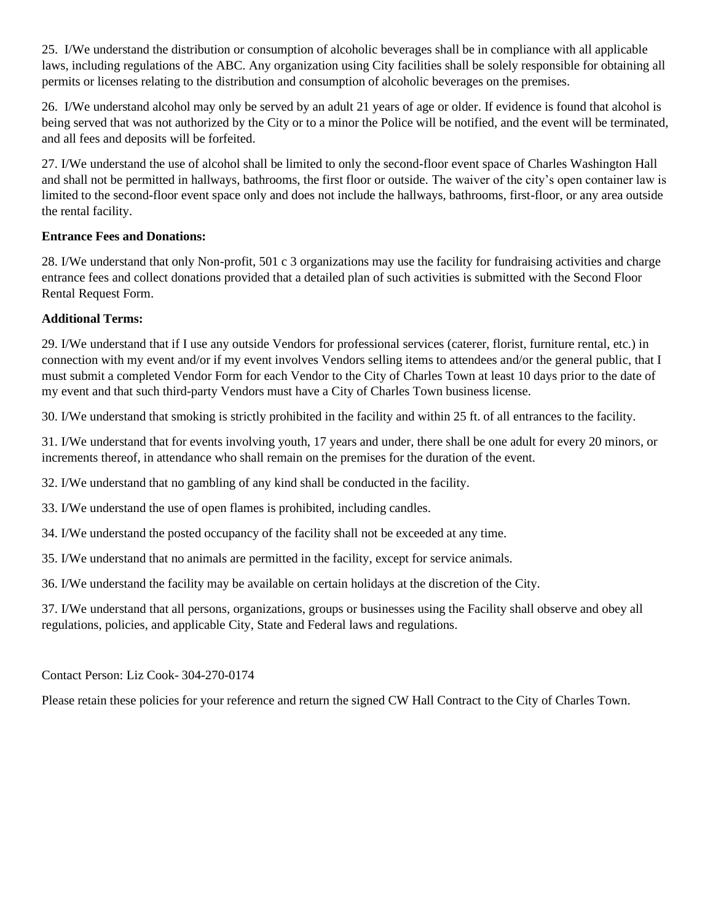25. I/We understand the distribution or consumption of alcoholic beverages shall be in compliance with all applicable laws, including regulations of the ABC. Any organization using City facilities shall be solely responsible for obtaining all permits or licenses relating to the distribution and consumption of alcoholic beverages on the premises.

26. I/We understand alcohol may only be served by an adult 21 years of age or older. If evidence is found that alcohol is being served that was not authorized by the City or to a minor the Police will be notified, and the event will be terminated, and all fees and deposits will be forfeited.

27. I/We understand the use of alcohol shall be limited to only the second-floor event space of Charles Washington Hall and shall not be permitted in hallways, bathrooms, the first floor or outside. The waiver of the city's open container law is limited to the second-floor event space only and does not include the hallways, bathrooms, first-floor, or any area outside the rental facility.

**Entrance Fees and Donations:**

28. I/We understand that only Non-profit, 501 c 3 organizations may use the facility for fundraising activities and charge entrance fees and collect donations provided that a detailed plan of such activities is submitted with the Second Floor Rental Request Form.

**Additional Terms:**

29. I/We understand that if I use any outside Vendors for professional services (caterer, florist, furniture rental, etc.) in connection with my event and/or if my event involves Vendors selling items to attendees and/or the general public, that I must submit a completed Vendor Form for each Vendor to the City of Charles Town at least 10 days prior to the date of my event and that such third-party Vendors must have a City of Charles Town business license.

30. I/We understand that smoking is strictly prohibited in the facility and within 25 ft. of all entrances to the facility.

31. I/We understand that for events involving youth, 17 years and under, there shall be one adult for every 20 minors, or increments thereof, in attendance who shall remain on the premises for the duration of the event.

32. I/We understand that no gambling of any kind shall be conducted in the facility.

33. I/We understand the use of open flames is prohibited, including candles.

34. I/We understand the posted occupancy of the facility shall not be exceeded at any time.

35. I/We understand that no animals are permitted in the facility, except for service animals.

36. I/We understand the facility may be available on certain holidays at the discretion of the City.

37. I/We understand that all persons, organizations, groups or businesses using the Facility shall observe and obey all regulations, policies, and applicable City, State and Federal laws and regulations.

Contact Person: Liz Cook- 304-270-0174

Please retain these policies for your reference and return the signed CW Hall Contract to the City of Charles Town.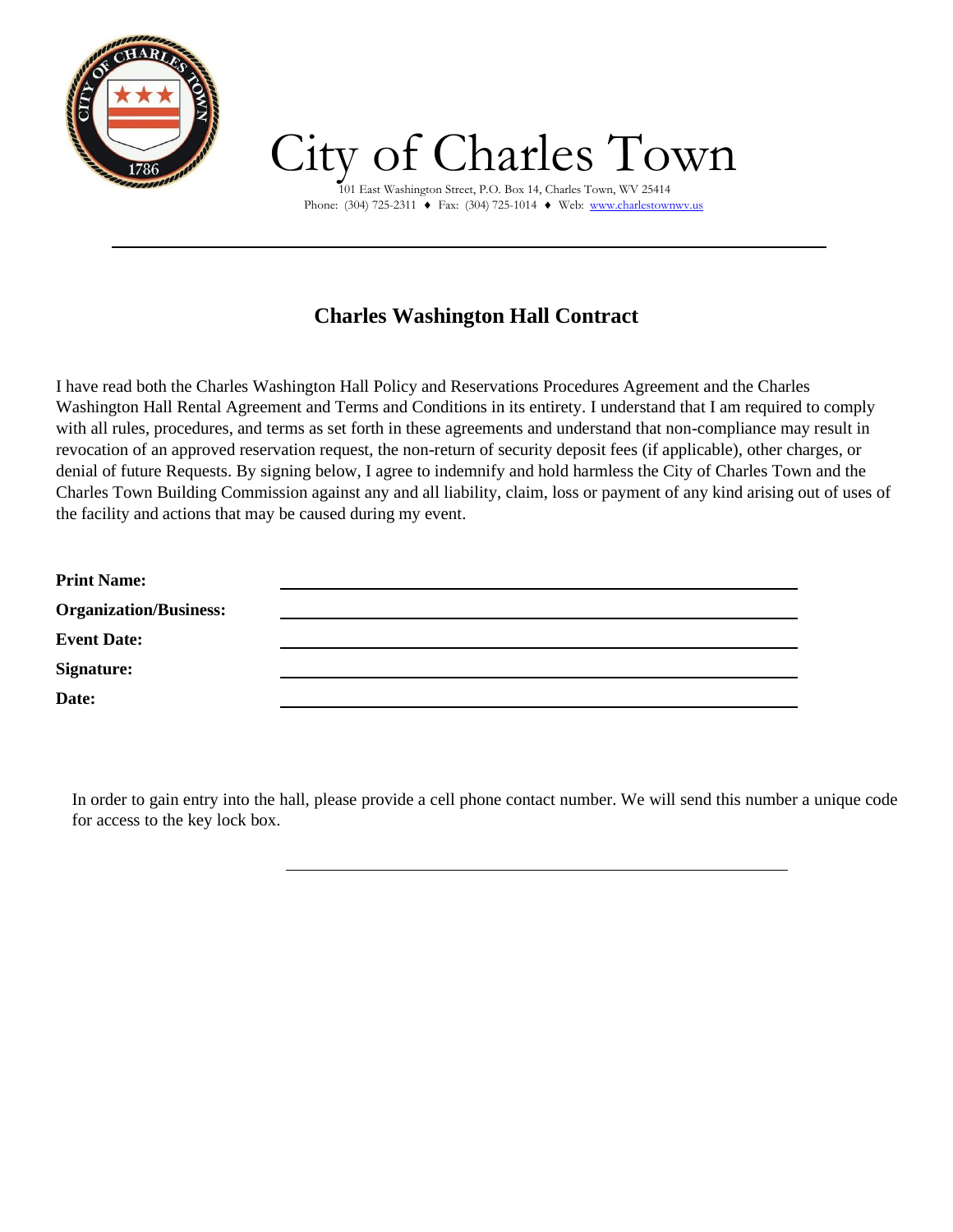# City of Charles Town

101 East Washington Street, P.O. Box 14, Charles Town, WV 25414
Phone: (304) 725-2311 ♦ Fax: (304) 725-1014 ♦ Web: www.charlestownwv.us

## Charles Washington Hall Contract

I have read both the Charles Washington Hall Policy and Reservations Procedures Agreement and the Charles Washington Hall Rental Agreement and Terms and Conditions in its entirety. I understand that I am required to comply with all rules, procedures, and terms as set forth in these agreements and understand that non-compliance may result in revocation of an approved reservation request, the non-return of security deposit fees (if applicable), other charges, or denial of future Requests. By signing below, I agree to indemnify and hold harmless the City of Charles Town and the Charles Town Building Commission against any and all liability, claim, loss or payment of any kind arising out of uses of the facility and actions that may be caused during my event.

**Print Name:** ______________________________

**Organization/Business:** ______________________________

**Event Date:** ______________________________

**Signature:** ______________________________

**Date:** ______________________________

In order to gain entry into the hall, please provide a cell phone contact number. We will send this number a unique code for access to the key lock box.

______________________________